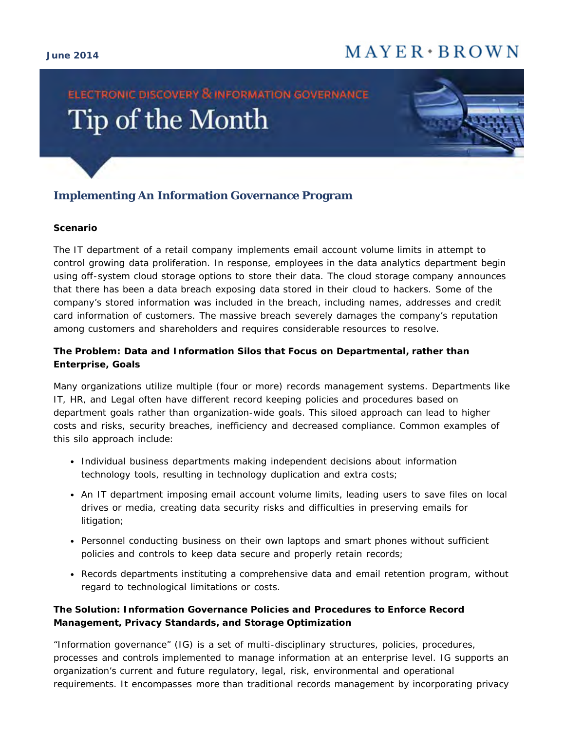June 2014

MAYER • BROWN

ELECTRONIC DISCOVERY & INFORMATION GOVERNANCE

# Tip of the Month

## Implementing An Information Governance Program

**Scenario**

The IT department of a retail company implements email account volume limits in attempt to control growing data proliferation. In response, employees in the data analytics department begin using off-system cloud storage options to store their data. The cloud storage company announces that there has been a data breach exposing data stored in their cloud to hackers. Some of the company's stored information was included in the breach, including names, addresses and credit card information of customers. The massive breach severely damages the company's reputation among customers and shareholders and requires considerable resources to resolve.

**The Problem: Data and Information Silos that Focus on Departmental, rather than Enterprise, Goals**

Many organizations utilize multiple (four or more) records management systems. Departments like IT, HR, and Legal often have different record keeping policies and procedures based on department goals rather than organization-wide goals. This siloed approach can lead to higher costs and risks, security breaches, inefficiency and decreased compliance. Common examples of this silo approach include:

- Individual business departments making independent decisions about information technology tools, resulting in technology duplication and extra costs;
- An IT department imposing email account volume limits, leading users to save files on local drives or media, creating data security risks and difficulties in preserving emails for litigation;
- Personnel conducting business on their own laptops and smart phones without sufficient policies and controls to keep data secure and properly retain records;
- Records departments instituting a comprehensive data and email retention program, without regard to technological limitations or costs.

**The Solution: Information Governance Policies and Procedures to Enforce Record Management, Privacy Standards, and Storage Optimization**

"Information governance" (IG) is a set of multi-disciplinary structures, policies, procedures, processes and controls implemented to manage information at an enterprise level. IG supports an organization's current and future regulatory, legal, risk, environmental and operational requirements. It encompasses more than traditional records management by incorporating privacy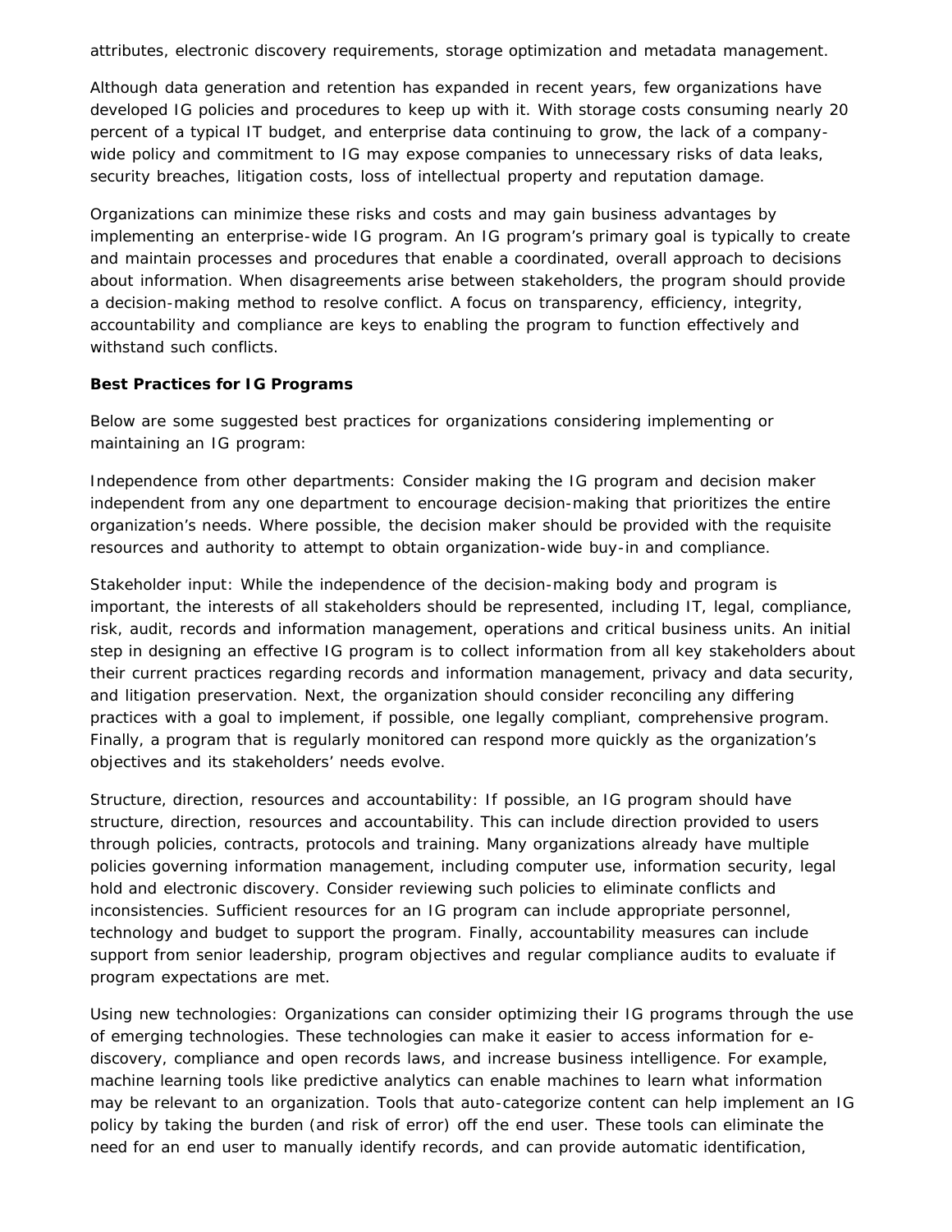attributes, electronic discovery requirements, storage optimization and metadata management.

Although data generation and retention has expanded in recent years, few organizations have developed IG policies and procedures to keep up with it. With storage costs consuming nearly 20 percent of a typical IT budget, and enterprise data continuing to grow, the lack of a company-wide policy and commitment to IG may expose companies to unnecessary risks of data leaks, security breaches, litigation costs, loss of intellectual property and reputation damage.

Organizations can minimize these risks and costs and may gain business advantages by implementing an enterprise-wide IG program. An IG program's primary goal is typically to create and maintain processes and procedures that enable a coordinated, overall approach to decisions about information. When disagreements arise between stakeholders, the program should provide a decision-making method to resolve conflict. A focus on transparency, efficiency, integrity, accountability and compliance are keys to enabling the program to function effectively and withstand such conflicts.

**Best Practices for IG Programs**

Below are some suggested best practices for organizations considering implementing or maintaining an IG program:

Independence from other departments: Consider making the IG program and decision maker independent from any one department to encourage decision-making that prioritizes the entire organization's needs. Where possible, the decision maker should be provided with the requisite resources and authority to attempt to obtain organization-wide buy-in and compliance.

Stakeholder input: While the independence of the decision-making body and program is important, the interests of all stakeholders should be represented, including IT, legal, compliance, risk, audit, records and information management, operations and critical business units. An initial step in designing an effective IG program is to collect information from all key stakeholders about their current practices regarding records and information management, privacy and data security, and litigation preservation. Next, the organization should consider reconciling any differing practices with a goal to implement, if possible, one legally compliant, comprehensive program. Finally, a program that is regularly monitored can respond more quickly as the organization's objectives and its stakeholders' needs evolve.

Structure, direction, resources and accountability: If possible, an IG program should have structure, direction, resources and accountability. This can include direction provided to users through policies, contracts, protocols and training. Many organizations already have multiple policies governing information management, including computer use, information security, legal hold and electronic discovery. Consider reviewing such policies to eliminate conflicts and inconsistencies. Sufficient resources for an IG program can include appropriate personnel, technology and budget to support the program. Finally, accountability measures can include support from senior leadership, program objectives and regular compliance audits to evaluate if program expectations are met.

Using new technologies: Organizations can consider optimizing their IG programs through the use of emerging technologies. These technologies can make it easier to access information for e-discovery, compliance and open records laws, and increase business intelligence. For example, machine learning tools like predictive analytics can enable machines to learn what information may be relevant to an organization. Tools that auto-categorize content can help implement an IG policy by taking the burden (and risk of error) off the end user. These tools can eliminate the need for an end user to manually identify records, and can provide automatic identification,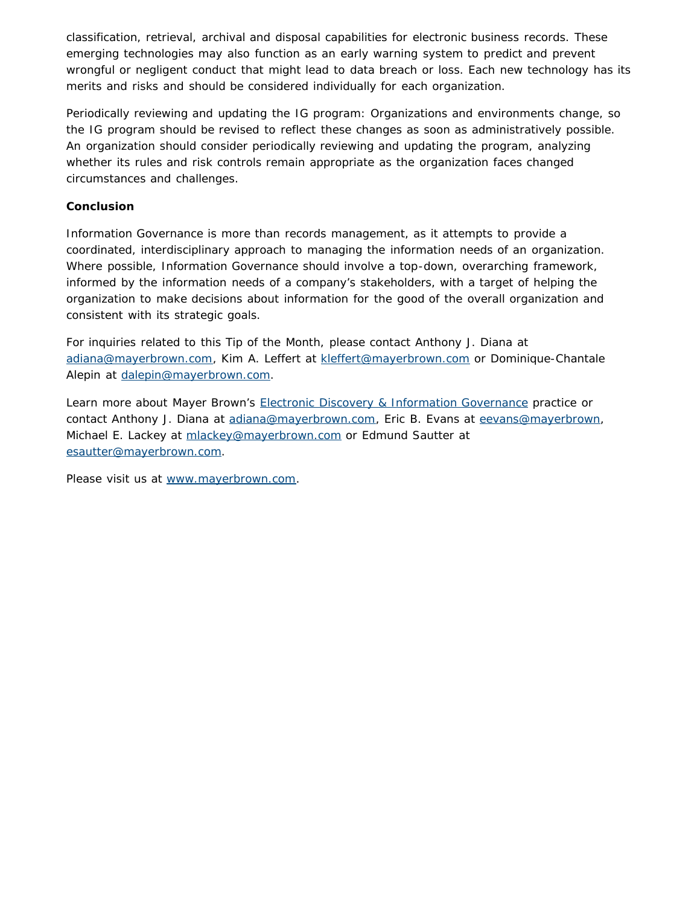classification, retrieval, archival and disposal capabilities for electronic business records. These emerging technologies may also function as an early warning system to predict and prevent wrongful or negligent conduct that might lead to data breach or loss. Each new technology has its merits and risks and should be considered individually for each organization.

Periodically reviewing and updating the IG program: Organizations and environments change, so the IG program should be revised to reflect these changes as soon as administratively possible. An organization should consider periodically reviewing and updating the program, analyzing whether its rules and risk controls remain appropriate as the organization faces changed circumstances and challenges.

**Conclusion**

Information Governance is more than records management, as it attempts to provide a coordinated, interdisciplinary approach to managing the information needs of an organization. Where possible, Information Governance should involve a top-down, overarching framework, informed by the information needs of a company's stakeholders, with a target of helping the organization to make decisions about information for the good of the overall organization and consistent with its strategic goals.

For inquiries related to this Tip of the Month, please contact Anthony J. Diana at adiana@mayerbrown.com, Kim A. Leffert at kleffert@mayerbrown.com or Dominique-Chantale Alepin at dalepin@mayerbrown.com.

Learn more about Mayer Brown's Electronic Discovery & Information Governance practice or contact Anthony J. Diana at adiana@mayerbrown.com, Eric B. Evans at eevans@mayerbrown, Michael E. Lackey at mlackey@mayerbrown.com or Edmund Sautter at esautter@mayerbrown.com.

Please visit us at www.mayerbrown.com.